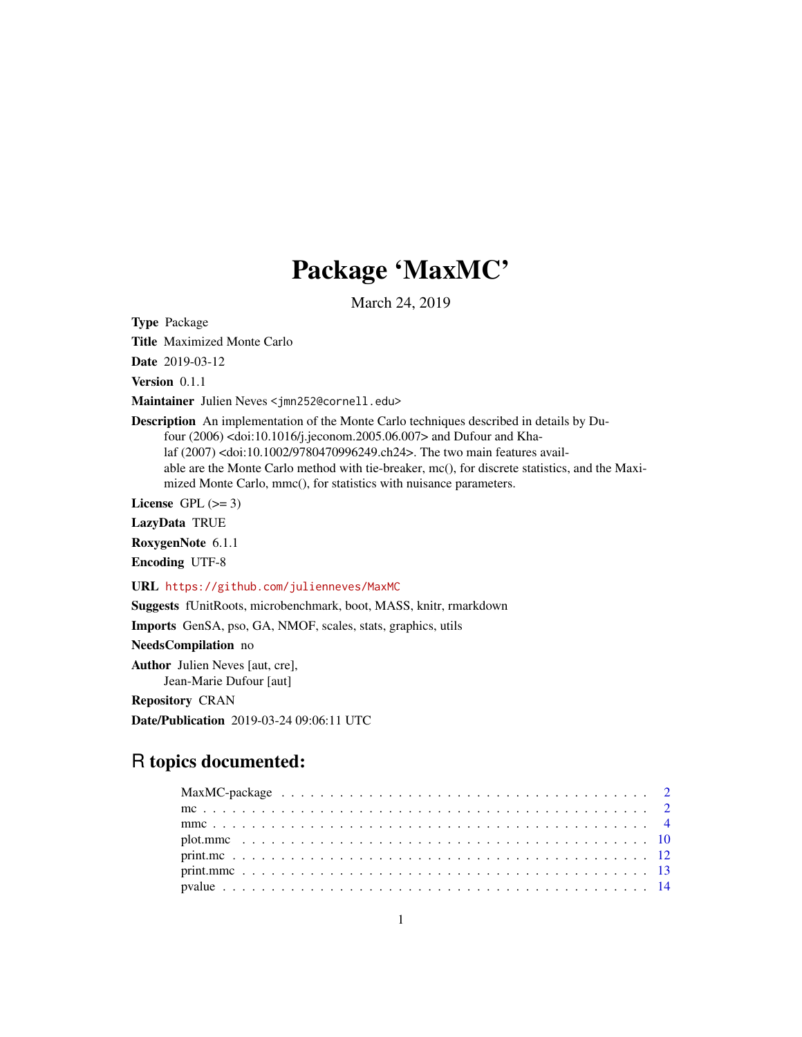# Package 'MaxMC'

March 24, 2019

**Type** Package

**Title** Maximized Monte Carlo

**Date** 2019-03-12

**Version** 0.1.1

**Maintainer** Julien Neves <jmn252@cornell.edu>

**Description** An implementation of the Monte Carlo techniques described in details by Dufour (2006) <doi:10.1016/j.jeconom.2005.06.007> and Dufour and Khalaf (2007) <doi:10.1002/9780470996249.ch24>. The two main features available are the Monte Carlo method with tie-breaker, mc(), for discrete statistics, and the Maximized Monte Carlo, mmc(), for statistics with nuisance parameters.

**License** GPL (>= 3)

**LazyData** TRUE

**RoxygenNote** 6.1.1

**Encoding** UTF-8

**URL** https://github.com/julienneves/MaxMC

**Suggests** fUnitRoots, microbenchmark, boot, MASS, knitr, rmarkdown

**Imports** GenSA, pso, GA, NMOF, scales, stats, graphics, utils

**NeedsCompilation** no

**Author** Julien Neves [aut, cre], Jean-Marie Dufour [aut]

**Repository** CRAN

**Date/Publication** 2019-03-24 09:06:11 UTC

## R topics documented:

- MaxMC-package . . . . . . . . . . . . . . . . . . . . . . . . . . . . . . . . . . . . 2
- mc . . . . . . . . . . . . . . . . . . . . . . . . . . . . . . . . . . . . . . . . . . . 2
- mmc . . . . . . . . . . . . . . . . . . . . . . . . . . . . . . . . . . . . . . . . . . 4
- plot.mmc . . . . . . . . . . . . . . . . . . . . . . . . . . . . . . . . . . . . . . . 10
- print.mc . . . . . . . . . . . . . . . . . . . . . . . . . . . . . . . . . . . . . . . 12
- print.mmc . . . . . . . . . . . . . . . . . . . . . . . . . . . . . . . . . . . . . . 13
- pvalue . . . . . . . . . . . . . . . . . . . . . . . . . . . . . . . . . . . . . . . . 14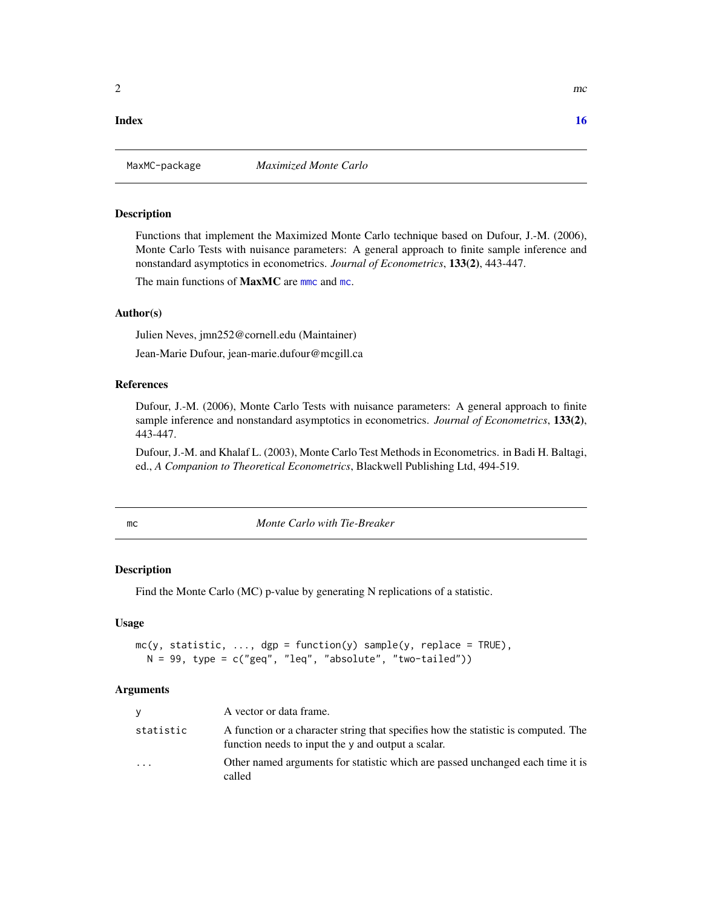**Index** **16**

## MaxMC-package *Maximized Monte Carlo*

### Description

Functions that implement the Maximized Monte Carlo technique based on Dufour, J.-M. (2006), Monte Carlo Tests with nuisance parameters: A general approach to finite sample inference and nonstandard asymptotics in econometrics. *Journal of Econometrics*, **133(2)**, 443-447.

The main functions of **MaxMC** are `mmc` and `mc`.

### Author(s)

Julien Neves, jmn252@cornell.edu (Maintainer)

Jean-Marie Dufour, jean-marie.dufour@mcgill.ca

### References

Dufour, J.-M. (2006), Monte Carlo Tests with nuisance parameters: A general approach to finite sample inference and nonstandard asymptotics in econometrics. *Journal of Econometrics*, **133(2)**, 443-447.

Dufour, J.-M. and Khalaf L. (2003), Monte Carlo Test Methods in Econometrics. in Badi H. Baltagi, ed., *A Companion to Theoretical Econometrics*, Blackwell Publishing Ltd, 494-519.

## mc *Monte Carlo with Tie-Breaker*

### Description

Find the Monte Carlo (MC) p-value by generating N replications of a statistic.

### Usage

```
mc(y, statistic, ..., dgp = function(y) sample(y, replace = TRUE),
  N = 99, type = c("geq", "leq", "absolute", "two-tailed"))
```

### Arguments

| | |
|---|---|
| `y` | A vector or data frame. |
| `statistic` | A function or a character string that specifies how the statistic is computed. The function needs to input the `y` and output a scalar. |
| `...` | Other named arguments for statistic which are passed unchanged each time it is called |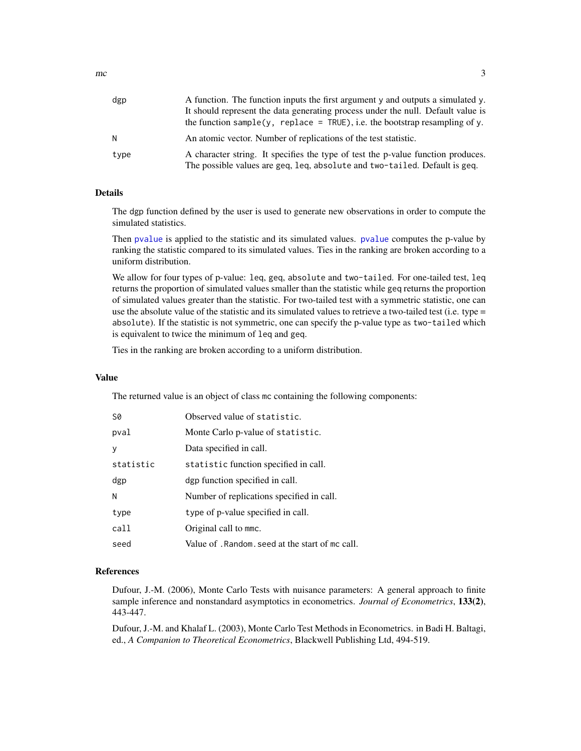| | |
|---|---|
| dgp | A function. The function inputs the first argument y and outputs a simulated y. It should represent the data generating process under the null. Default value is the function `sample(y, replace = TRUE)`, i.e. the bootstrap resampling of y. |
| N | An atomic vector. Number of replications of the test statistic. |
| type | A character string. It specifies the type of test the p-value function produces. The possible values are geq, leq, absolute and two-tailed. Default is geq. |

### Details

The dgp function defined by the user is used to generate new observations in order to compute the simulated statistics.

Then pvalue is applied to the statistic and its simulated values. pvalue computes the p-value by ranking the statistic compared to its simulated values. Ties in the ranking are broken according to a uniform distribution.

We allow for four types of p-value: leq, geq, absolute and two-tailed. For one-tailed test, leq returns the proportion of simulated values smaller than the statistic while geq returns the proportion of simulated values greater than the statistic. For two-tailed test with a symmetric statistic, one can use the absolute value of the statistic and its simulated values to retrieve a two-tailed test (i.e. type = absolute). If the statistic is not symmetric, one can specify the p-value type as two-tailed which is equivalent to twice the minimum of leq and geq.

Ties in the ranking are broken according to a uniform distribution.

### Value

The returned value is an object of class mc containing the following components:

| | |
|---|---|
| S0 | Observed value of statistic. |
| pval | Monte Carlo p-value of statistic. |
| y | Data specified in call. |
| statistic | statistic function specified in call. |
| dgp | dgp function specified in call. |
| N | Number of replications specified in call. |
| type | type of p-value specified in call. |
| call | Original call to mmc. |
| seed | Value of .Random.seed at the start of mc call. |

### References

Dufour, J.-M. (2006), Monte Carlo Tests with nuisance parameters: A general approach to finite sample inference and nonstandard asymptotics in econometrics. *Journal of Econometrics*, **133(2)**, 443-447.

Dufour, J.-M. and Khalaf L. (2003), Monte Carlo Test Methods in Econometrics. in Badi H. Baltagi, ed., *A Companion to Theoretical Econometrics*, Blackwell Publishing Ltd, 494-519.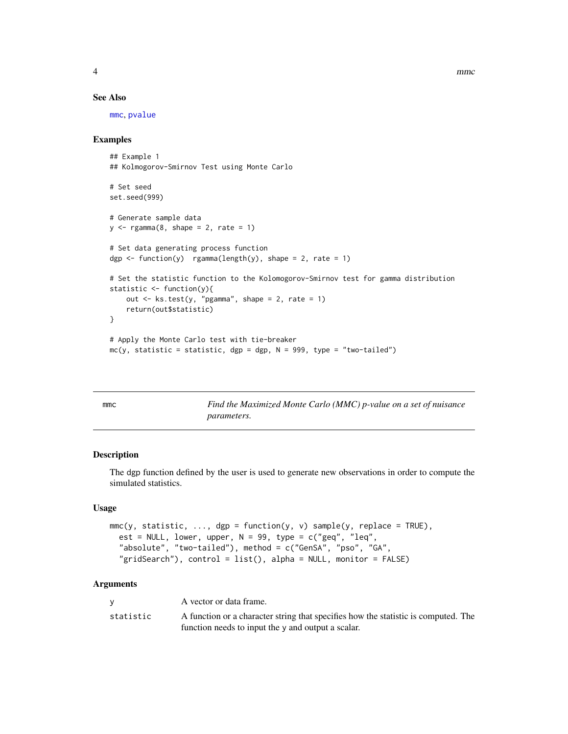### See Also

mmc, pvalue

### Examples

```
## Example 1
## Kolmogorov-Smirnov Test using Monte Carlo

# Set seed
set.seed(999)

# Generate sample data
y <- rgamma(8, shape = 2, rate = 1)

# Set data generating process function
dgp <- function(y)  rgamma(length(y), shape = 2, rate = 1)

# Set the statistic function to the Kolomogorov-Smirnov test for gamma distribution
statistic <- function(y){
    out <- ks.test(y, "pgamma", shape = 2, rate = 1)
    return(out$statistic)
}

# Apply the Monte Carlo test with tie-breaker
mc(y, statistic = statistic, dgp = dgp, N = 999, type = "two-tailed")
```

---

## mmc — *Find the Maximized Monte Carlo (MMC) p-value on a set of nuisance parameters.*

---

### Description

The dgp function defined by the user is used to generate new observations in order to compute the simulated statistics.

### Usage

```
mmc(y, statistic, ..., dgp = function(y, v) sample(y, replace = TRUE),
  est = NULL, lower, upper, N = 99, type = c("geq", "leq",
  "absolute", "two-tailed"), method = c("GenSA", "pso", "GA",
  "gridSearch"), control = list(), alpha = NULL, monitor = FALSE)
```

### Arguments

| | |
|---|---|
| y | A vector or data frame. |
| statistic | A function or a character string that specifies how the statistic is computed. The function needs to input the y and output a scalar. |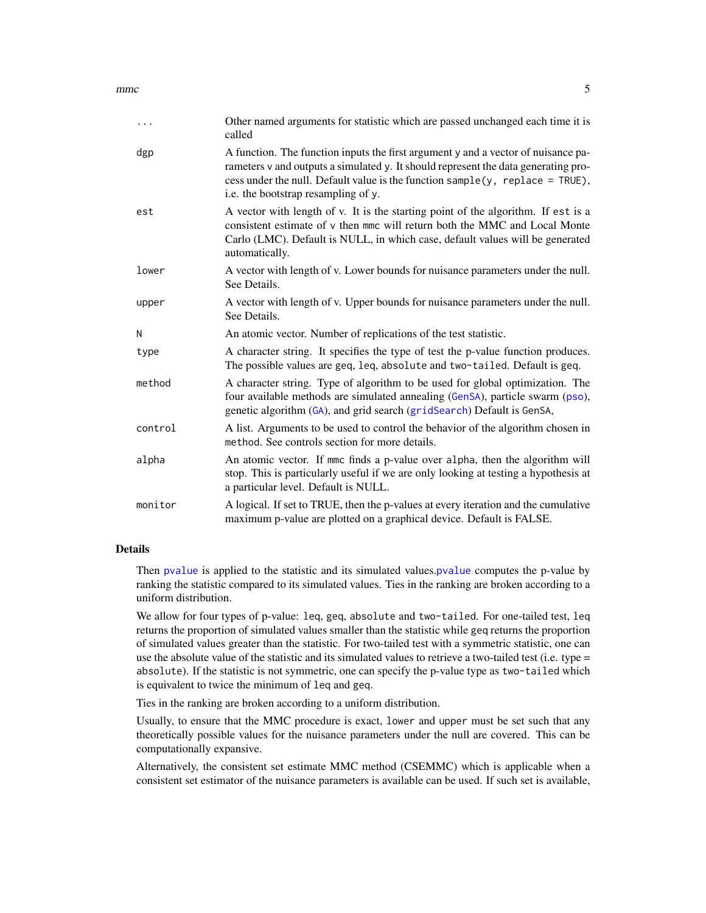| | |
|---|---|
| `...` | Other named arguments for statistic which are passed unchanged each time it is called |
| `dgp` | A function. The function inputs the first argument y and a vector of nuisance parameters v and outputs a simulated y. It should represent the data generating process under the null. Default value is the function `sample(y, replace = TRUE)`, i.e. the bootstrap resampling of y. |
| `est` | A vector with length of v. It is the starting point of the algorithm. If `est` is a consistent estimate of v then mmc will return both the MMC and Local Monte Carlo (LMC). Default is NULL, in which case, default values will be generated automatically. |
| `lower` | A vector with length of v. Lower bounds for nuisance parameters under the null. See Details. |
| `upper` | A vector with length of v. Upper bounds for nuisance parameters under the null. See Details. |
| `N` | An atomic vector. Number of replications of the test statistic. |
| `type` | A character string. It specifies the type of test the p-value function produces. The possible values are `geq`, `leq`, `absolute` and `two-tailed`. Default is `geq`. |
| `method` | A character string. Type of algorithm to be used for global optimization. The four available methods are simulated annealing (`GenSA`), particle swarm (`pso`), genetic algorithm (`GA`), and grid search (`gridSearch`) Default is `GenSA`, |
| `control` | A list. Arguments to be used to control the behavior of the algorithm chosen in `method`. See controls section for more details. |
| `alpha` | An atomic vector. If mmc finds a p-value over `alpha`, then the algorithm will stop. This is particularly useful if we are only looking at testing a hypothesis at a particular level. Default is NULL. |
| `monitor` | A logical. If set to TRUE, then the p-values at every iteration and the cumulative maximum p-value are plotted on a graphical device. Default is FALSE. |

## Details

Then `pvalue` is applied to the statistic and its simulated values.`pvalue` computes the p-value by ranking the statistic compared to its simulated values. Ties in the ranking are broken according to a uniform distribution.

We allow for four types of p-value: `leq`, `geq`, `absolute` and `two-tailed`. For one-tailed test, `leq` returns the proportion of simulated values smaller than the statistic while `geq` returns the proportion of simulated values greater than the statistic. For two-tailed test with a symmetric statistic, one can use the absolute value of the statistic and its simulated values to retrieve a two-tailed test (i.e. type = `absolute`). If the statistic is not symmetric, one can specify the p-value type as `two-tailed` which is equivalent to twice the minimum of `leq` and `geq`.

Ties in the ranking are broken according to a uniform distribution.

Usually, to ensure that the MMC procedure is exact, `lower` and `upper` must be set such that any theoretically possible values for the nuisance parameters under the null are covered. This can be computationally expansive.

Alternatively, the consistent set estimate MMC method (CSEMMC) which is applicable when a consistent set estimator of the nuisance parameters is available can be used. If such set is available,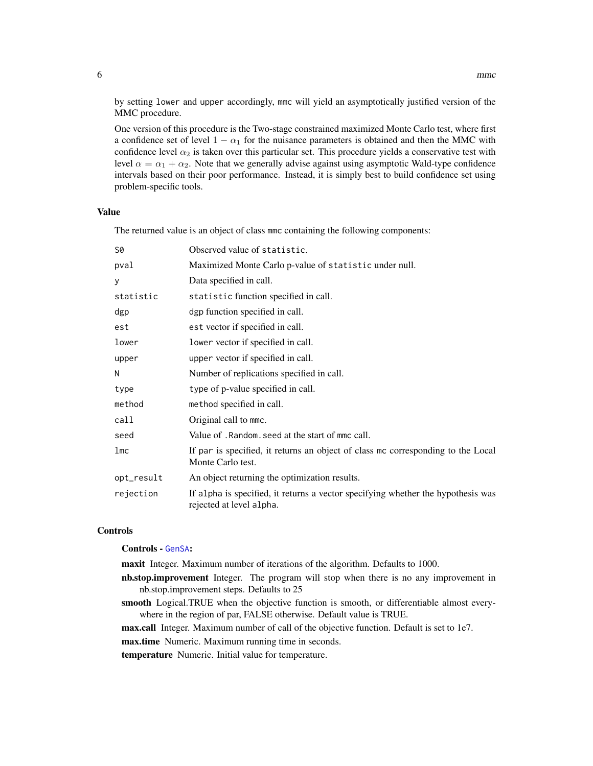by setting `lower` and `upper` accordingly, `mmc` will yield an asymptotically justified version of the MMC procedure.

One version of this procedure is the Two-stage constrained maximized Monte Carlo test, where first a confidence set of level $1 - \alpha_1$ for the nuisance parameters is obtained and then the MMC with confidence level $\alpha_2$ is taken over this particular set. This procedure yields a conservative test with level $\alpha = \alpha_1 + \alpha_2$. Note that we generally advise against using asymptotic Wald-type confidence intervals based on their poor performance. Instead, it is simply best to build confidence set using problem-specific tools.

### Value

The returned value is an object of class `mmc` containing the following components:

| | |
|---|---|
| `S0` | Observed value of `statistic`. |
| `pval` | Maximized Monte Carlo p-value of `statistic` under null. |
| `y` | Data specified in call. |
| `statistic` | `statistic` function specified in call. |
| `dgp` | `dgp` function specified in call. |
| `est` | `est` vector if specified in call. |
| `lower` | `lower` vector if specified in call. |
| `upper` | `upper` vector if specified in call. |
| `N` | Number of replications specified in call. |
| `type` | `type` of p-value specified in call. |
| `method` | `method` specified in call. |
| `call` | Original call to `mmc`. |
| `seed` | Value of `.Random.seed` at the start of `mmc` call. |
| `lmc` | If `par` is specified, it returns an object of class `mc` corresponding to the Local Monte Carlo test. |
| `opt_result` | An object returning the optimization results. |
| `rejection` | If `alpha` is specified, it returns a vector specifying whether the hypothesis was rejected at level `alpha`. |

### Controls

**Controls - GenSA:**

**maxit** Integer. Maximum number of iterations of the algorithm. Defaults to 1000.

**nb.stop.improvement** Integer. The program will stop when there is no any improvement in nb.stop.improvement steps. Defaults to 25

**smooth** Logical.TRUE when the objective function is smooth, or differentiable almost everywhere in the region of par, FALSE otherwise. Default value is TRUE.

**max.call** Integer. Maximum number of call of the objective function. Default is set to 1e7.

**max.time** Numeric. Maximum running time in seconds.

**temperature** Numeric. Initial value for temperature.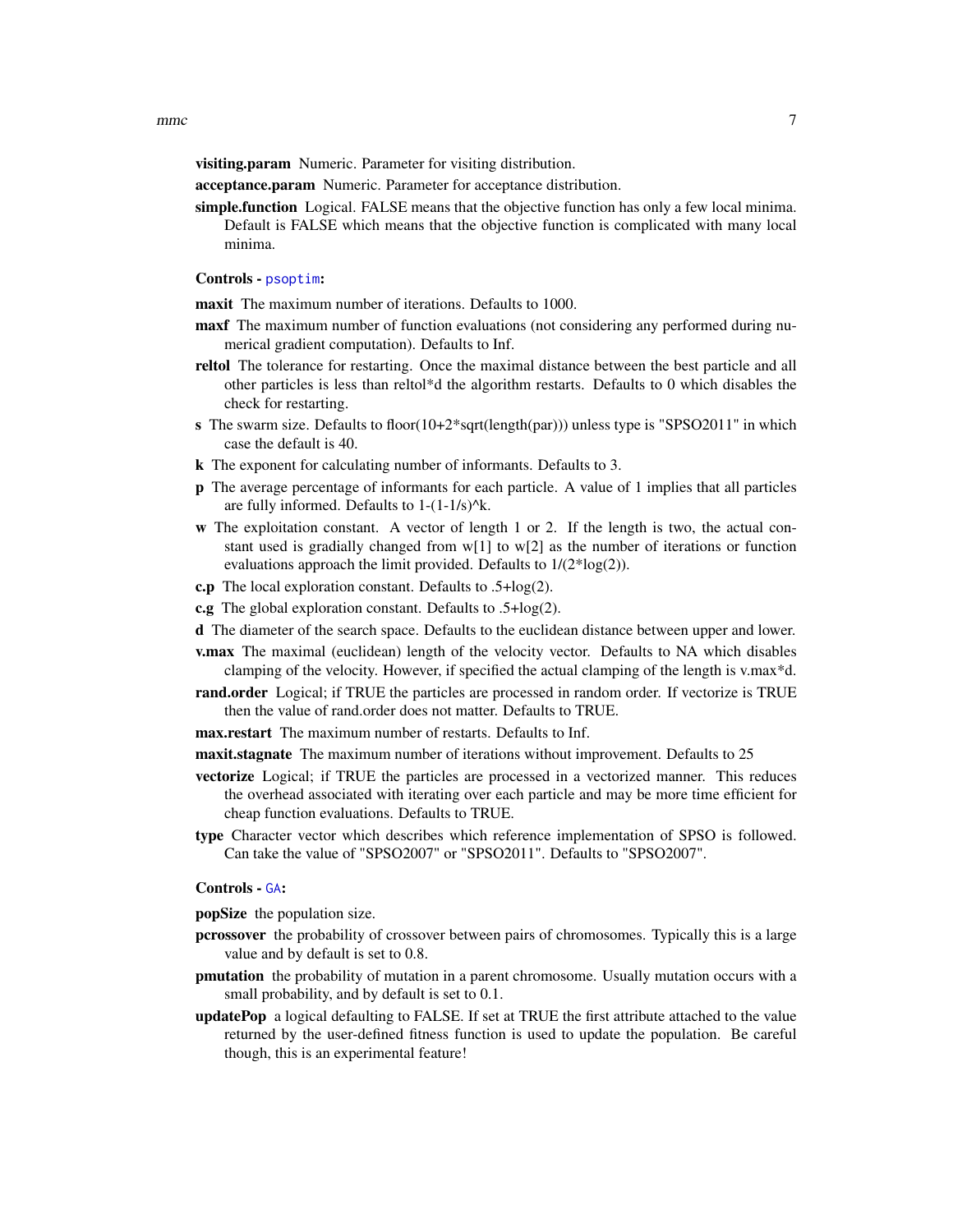**visiting.param** Numeric. Parameter for visiting distribution.

**acceptance.param** Numeric. Parameter for acceptance distribution.

**simple.function** Logical. FALSE means that the objective function has only a few local minima. Default is FALSE which means that the objective function is complicated with many local minima.

**Controls - psoptim:**

**maxit** The maximum number of iterations. Defaults to 1000.

**maxf** The maximum number of function evaluations (not considering any performed during numerical gradient computation). Defaults to Inf.

**reltol** The tolerance for restarting. Once the maximal distance between the best particle and all other particles is less than reltol*d the algorithm restarts. Defaults to 0 which disables the check for restarting.

**s** The swarm size. Defaults to floor(10+2*sqrt(length(par))) unless type is "SPSO2011" in which case the default is 40.

**k** The exponent for calculating number of informants. Defaults to 3.

**p** The average percentage of informants for each particle. A value of 1 implies that all particles are fully informed. Defaults to 1-(1-1/s)^k.

**w** The exploitation constant. A vector of length 1 or 2. If the length is two, the actual constant used is gradially changed from w[1] to w[2] as the number of iterations or function evaluations approach the limit provided. Defaults to 1/(2*log(2)).

**c.p** The local exploration constant. Defaults to .5+log(2).

**c.g** The global exploration constant. Defaults to .5+log(2).

**d** The diameter of the search space. Defaults to the euclidean distance between upper and lower.

**v.max** The maximal (euclidean) length of the velocity vector. Defaults to NA which disables clamping of the velocity. However, if specified the actual clamping of the length is v.max*d.

**rand.order** Logical; if TRUE the particles are processed in random order. If vectorize is TRUE then the value of rand.order does not matter. Defaults to TRUE.

**max.restart** The maximum number of restarts. Defaults to Inf.

**maxit.stagnate** The maximum number of iterations without improvement. Defaults to 25

**vectorize** Logical; if TRUE the particles are processed in a vectorized manner. This reduces the overhead associated with iterating over each particle and may be more time efficient for cheap function evaluations. Defaults to TRUE.

**type** Character vector which describes which reference implementation of SPSO is followed. Can take the value of "SPSO2007" or "SPSO2011". Defaults to "SPSO2007".

**Controls - GA:**

**popSize** the population size.

**pcrossover** the probability of crossover between pairs of chromosomes. Typically this is a large value and by default is set to 0.8.

**pmutation** the probability of mutation in a parent chromosome. Usually mutation occurs with a small probability, and by default is set to 0.1.

**updatePop** a logical defaulting to FALSE. If set at TRUE the first attribute attached to the value returned by the user-defined fitness function is used to update the population. Be careful though, this is an experimental feature!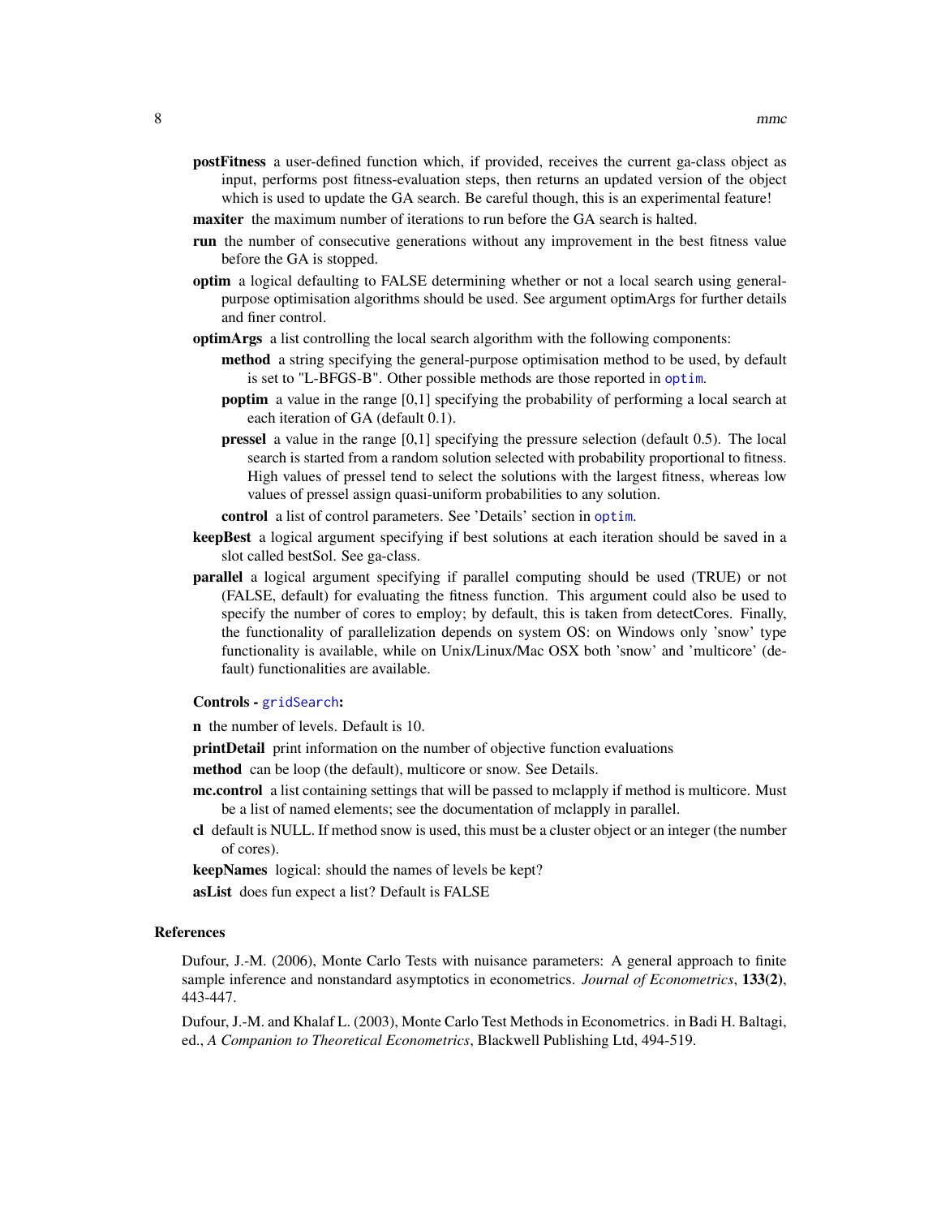**postFitness** a user-defined function which, if provided, receives the current ga-class object as input, performs post fitness-evaluation steps, then returns an updated version of the object which is used to update the GA search. Be careful though, this is an experimental feature!

**maxiter** the maximum number of iterations to run before the GA search is halted.

**run** the number of consecutive generations without any improvement in the best fitness value before the GA is stopped.

**optim** a logical defaulting to FALSE determining whether or not a local search using general-purpose optimisation algorithms should be used. See argument optimArgs for further details and finer control.

**optimArgs** a list controlling the local search algorithm with the following components:

- **method** a string specifying the general-purpose optimisation method to be used, by default is set to "L-BFGS-B". Other possible methods are those reported in `optim`.
- **poptim** a value in the range [0,1] specifying the probability of performing a local search at each iteration of GA (default 0.1).
- **pressel** a value in the range [0,1] specifying the pressure selection (default 0.5). The local search is started from a random solution selected with probability proportional to fitness. High values of pressel tend to select the solutions with the largest fitness, whereas low values of pressel assign quasi-uniform probabilities to any solution.
- **control** a list of control parameters. See 'Details' section in `optim`.

**keepBest** a logical argument specifying if best solutions at each iteration should be saved in a slot called bestSol. See ga-class.

**parallel** a logical argument specifying if parallel computing should be used (TRUE) or not (FALSE, default) for evaluating the fitness function. This argument could also be used to specify the number of cores to employ; by default, this is taken from detectCores. Finally, the functionality of parallelization depends on system OS: on Windows only 'snow' type functionality is available, while on Unix/Linux/Mac OSX both 'snow' and 'multicore' (default) functionalities are available.

**Controls -** `gridSearch`**:**

**n** the number of levels. Default is 10.

**printDetail** print information on the number of objective function evaluations

**method** can be loop (the default), multicore or snow. See Details.

**mc.control** a list containing settings that will be passed to mclapply if method is multicore. Must be a list of named elements; see the documentation of mclapply in parallel.

**cl** default is NULL. If method snow is used, this must be a cluster object or an integer (the number of cores).

**keepNames** logical: should the names of levels be kept?

**asList** does fun expect a list? Default is FALSE

## References

Dufour, J.-M. (2006), Monte Carlo Tests with nuisance parameters: A general approach to finite sample inference and nonstandard asymptotics in econometrics. *Journal of Econometrics*, **133(2)**, 443-447.

Dufour, J.-M. and Khalaf L. (2003), Monte Carlo Test Methods in Econometrics. in Badi H. Baltagi, ed., *A Companion to Theoretical Econometrics*, Blackwell Publishing Ltd, 494-519.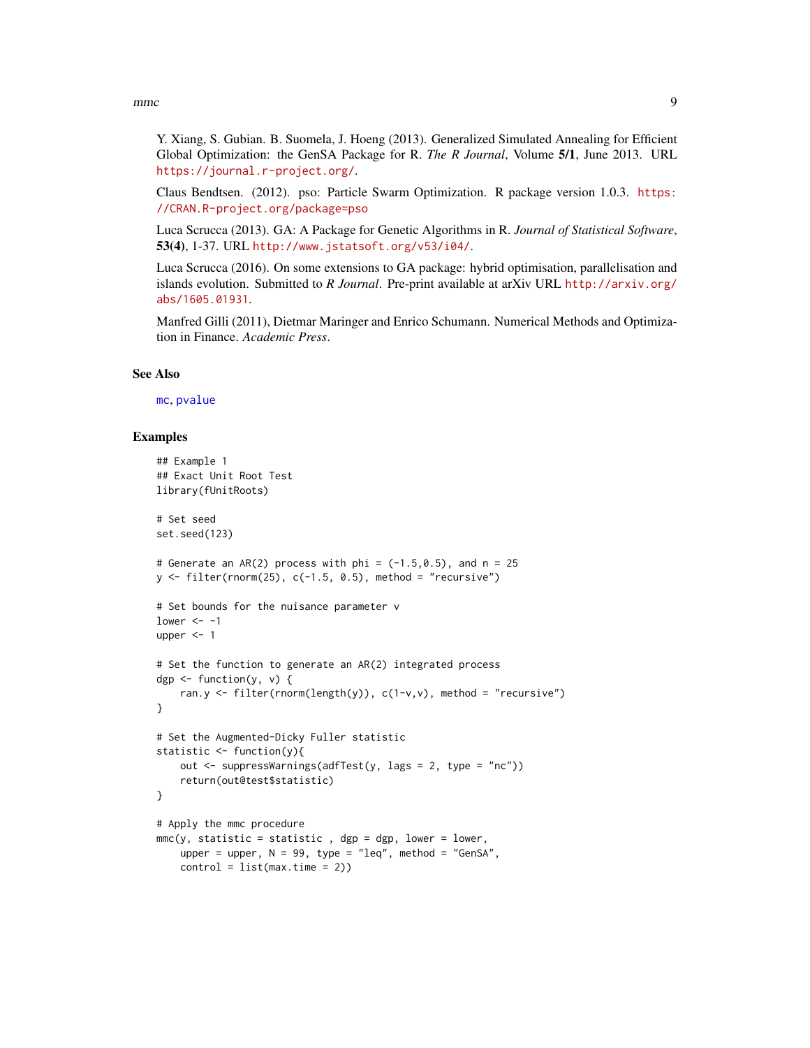Y. Xiang, S. Gubian. B. Suomela, J. Hoeng (2013). Generalized Simulated Annealing for Efficient Global Optimization: the GenSA Package for R. *The R Journal*, Volume **5/1**, June 2013. URL https://journal.r-project.org/.

Claus Bendtsen. (2012). pso: Particle Swarm Optimization. R package version 1.0.3. https://CRAN.R-project.org/package=pso

Luca Scrucca (2013). GA: A Package for Genetic Algorithms in R. *Journal of Statistical Software*, **53(4)**, 1-37. URL http://www.jstatsoft.org/v53/i04/.

Luca Scrucca (2016). On some extensions to GA package: hybrid optimisation, parallelisation and islands evolution. Submitted to *R Journal*. Pre-print available at arXiv URL http://arxiv.org/abs/1605.01931.

Manfred Gilli (2011), Dietmar Maringer and Enrico Schumann. Numerical Methods and Optimization in Finance. *Academic Press*.

## See Also

mc, pvalue

## Examples

```
## Example 1
## Exact Unit Root Test
library(fUnitRoots)

# Set seed
set.seed(123)

# Generate an AR(2) process with phi = (-1.5,0.5), and n = 25
y <- filter(rnorm(25), c(-1.5, 0.5), method = "recursive")

# Set bounds for the nuisance parameter v
lower <- -1
upper <- 1

# Set the function to generate an AR(2) integrated process
dgp <- function(y, v) {
    ran.y <- filter(rnorm(length(y)), c(1-v,v), method = "recursive")
}

# Set the Augmented-Dicky Fuller statistic
statistic <- function(y){
    out <- suppressWarnings(adfTest(y, lags = 2, type = "nc"))
    return(out@test$statistic)
}

# Apply the mmc procedure
mmc(y, statistic = statistic , dgp = dgp, lower = lower,
    upper = upper, N = 99, type = "leq", method = "GenSA",
    control = list(max.time = 2))
```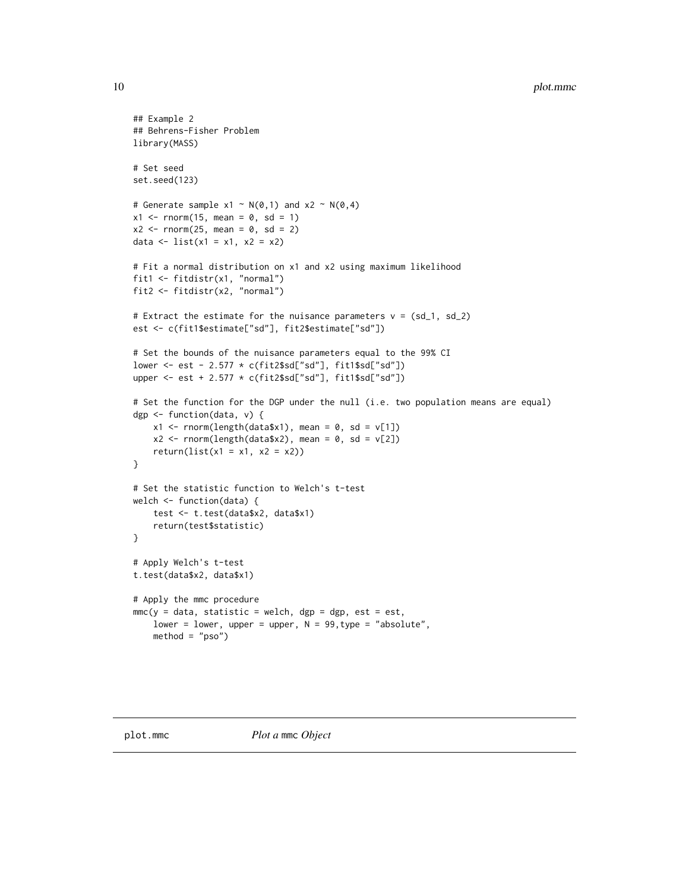```
## Example 2
## Behrens-Fisher Problem
library(MASS)

# Set seed
set.seed(123)

# Generate sample x1 ~ N(0,1) and x2 ~ N(0,4)
x1 <- rnorm(15, mean = 0, sd = 1)
x2 <- rnorm(25, mean = 0, sd = 2)
data <- list(x1 = x1, x2 = x2)

# Fit a normal distribution on x1 and x2 using maximum likelihood
fit1 <- fitdistr(x1, "normal")
fit2 <- fitdistr(x2, "normal")

# Extract the estimate for the nuisance parameters v = (sd_1, sd_2)
est <- c(fit1$estimate["sd"], fit2$estimate["sd"])

# Set the bounds of the nuisance parameters equal to the 99% CI
lower <- est - 2.577 * c(fit2$sd["sd"], fit1$sd["sd"])
upper <- est + 2.577 * c(fit2$sd["sd"], fit1$sd["sd"])

# Set the function for the DGP under the null (i.e. two population means are equal)
dgp <- function(data, v) {
    x1 <- rnorm(length(data$x1), mean = 0, sd = v[1])
    x2 <- rnorm(length(data$x2), mean = 0, sd = v[2])
    return(list(x1 = x1, x2 = x2))
}

# Set the statistic function to Welch's t-test
welch <- function(data) {
    test <- t.test(data$x2, data$x1)
    return(test$statistic)
}

# Apply Welch's t-test
t.test(data$x2, data$x1)

# Apply the mmc procedure
mmc(y = data, statistic = welch, dgp = dgp, est = est,
    lower = lower, upper = upper, N = 99,type = "absolute",
    method = "pso")
```

---

## plot.mmc — *Plot a* mmc *Object*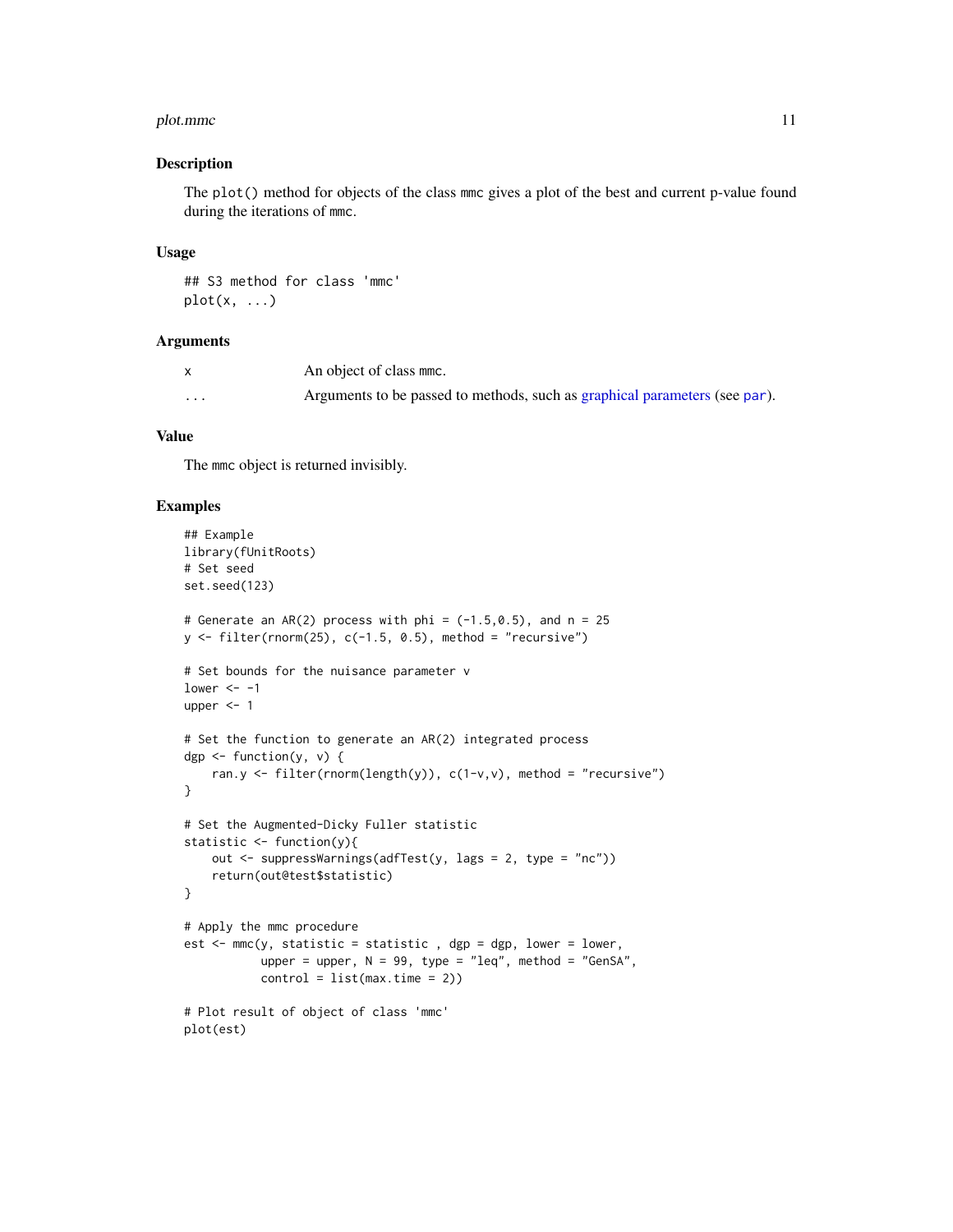### Description

The `plot()` method for objects of the class `mmc` gives a plot of the best and current p-value found during the iterations of `mmc`.

### Usage

```
## S3 method for class 'mmc'
plot(x, ...)
```

### Arguments

| | |
|---|---|
| x | An object of class `mmc`. |
| ... | Arguments to be passed to methods, such as graphical parameters (see `par`). |

### Value

The `mmc` object is returned invisibly.

### Examples

```
## Example
library(fUnitRoots)
# Set seed
set.seed(123)

# Generate an AR(2) process with phi = (-1.5,0.5), and n = 25
y <- filter(rnorm(25), c(-1.5, 0.5), method = "recursive")

# Set bounds for the nuisance parameter v
lower <- -1
upper <- 1

# Set the function to generate an AR(2) integrated process
dgp <- function(y, v) {
    ran.y <- filter(rnorm(length(y)), c(1-v,v), method = "recursive")
}

# Set the Augmented-Dicky Fuller statistic
statistic <- function(y){
    out <- suppressWarnings(adfTest(y, lags = 2, type = "nc"))
    return(out@test$statistic)
}

# Apply the mmc procedure
est <- mmc(y, statistic = statistic , dgp = dgp, lower = lower,
           upper = upper, N = 99, type = "leq", method = "GenSA",
           control = list(max.time = 2))

# Plot result of object of class 'mmc'
plot(est)
```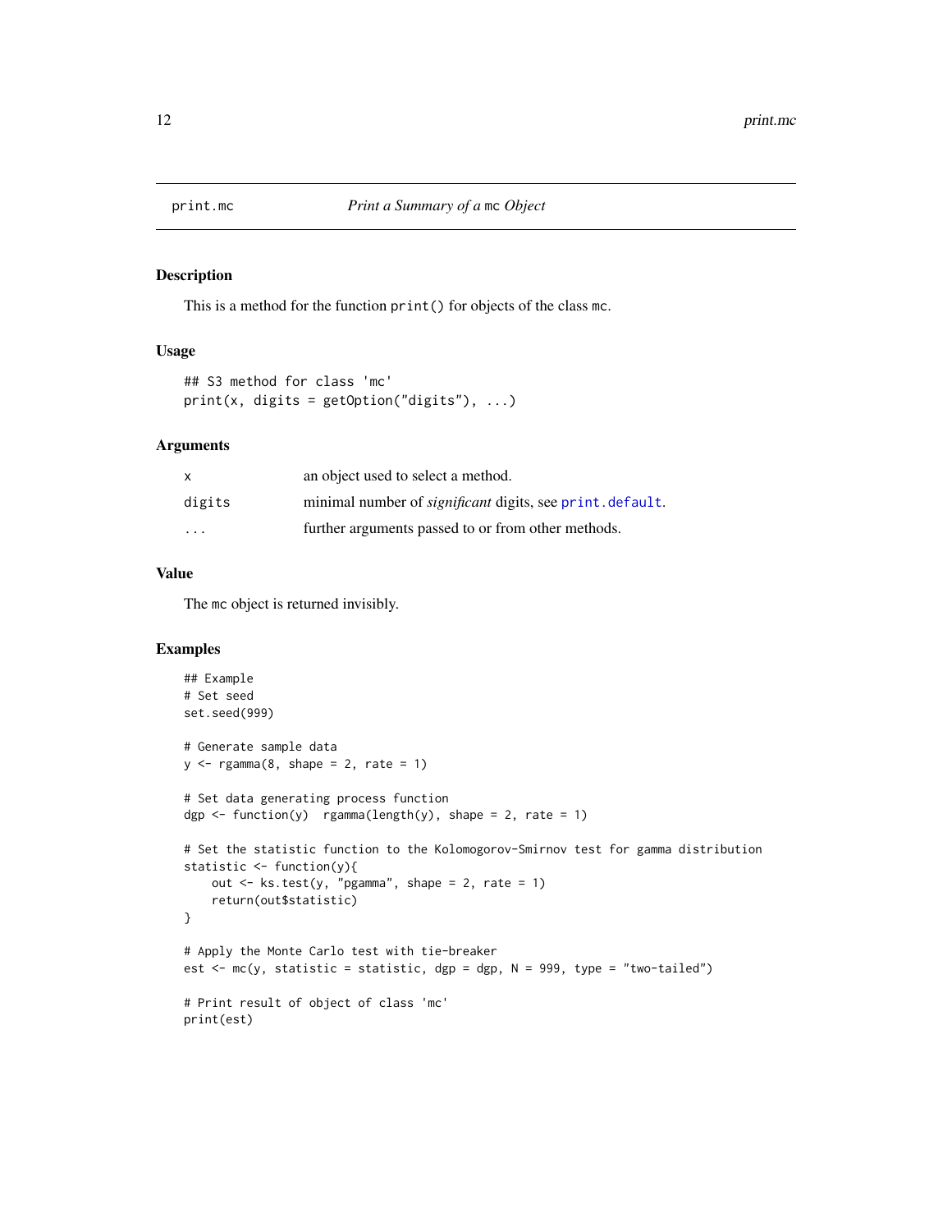# print.mc — *Print a Summary of a* `mc` *Object*

## Description

This is a method for the function `print()` for objects of the class `mc`.

## Usage

```
## S3 method for class 'mc'
print(x, digits = getOption("digits"), ...)
```

## Arguments

| | |
|---|---|
| `x` | an object used to select a method. |
| `digits` | minimal number of *significant* digits, see `print.default`. |
| `...` | further arguments passed to or from other methods. |

## Value

The `mc` object is returned invisibly.

## Examples

```
## Example
# Set seed
set.seed(999)

# Generate sample data
y <- rgamma(8, shape = 2, rate = 1)

# Set data generating process function
dgp <- function(y)  rgamma(length(y), shape = 2, rate = 1)

# Set the statistic function to the Kolomogorov-Smirnov test for gamma distribution
statistic <- function(y){
    out <- ks.test(y, "pgamma", shape = 2, rate = 1)
    return(out$statistic)
}

# Apply the Monte Carlo test with tie-breaker
est <- mc(y, statistic = statistic, dgp = dgp, N = 999, type = "two-tailed")

# Print result of object of class 'mc'
print(est)
```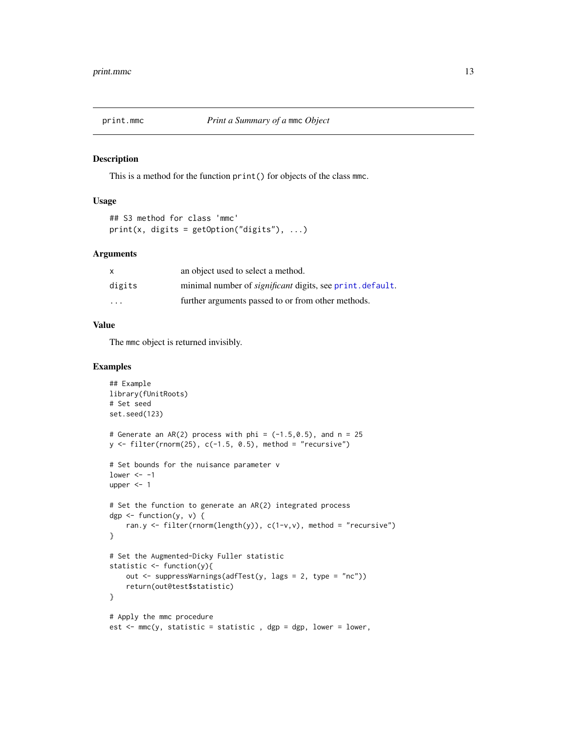## print.mmc — *Print a Summary of a* `mmc` *Object*

### Description

This is a method for the function `print()` for objects of the class `mmc`.

### Usage

```
## S3 method for class 'mmc'
print(x, digits = getOption("digits"), ...)
```

### Arguments

| | |
|---|---|
| `x` | an object used to select a method. |
| `digits` | minimal number of *significant* digits, see `print.default`. |
| `...` | further arguments passed to or from other methods. |

### Value

The `mmc` object is returned invisibly.

### Examples

```
## Example
library(fUnitRoots)
# Set seed
set.seed(123)

# Generate an AR(2) process with phi = (-1.5,0.5), and n = 25
y <- filter(rnorm(25), c(-1.5, 0.5), method = "recursive")

# Set bounds for the nuisance parameter v
lower <- -1
upper <- 1

# Set the function to generate an AR(2) integrated process
dgp <- function(y, v) {
    ran.y <- filter(rnorm(length(y)), c(1-v,v), method = "recursive")
}

# Set the Augmented-Dicky Fuller statistic
statistic <- function(y){
    out <- suppressWarnings(adfTest(y, lags = 2, type = "nc"))
    return(out@test$statistic)
}

# Apply the mmc procedure
est <- mmc(y, statistic = statistic , dgp = dgp, lower = lower,
```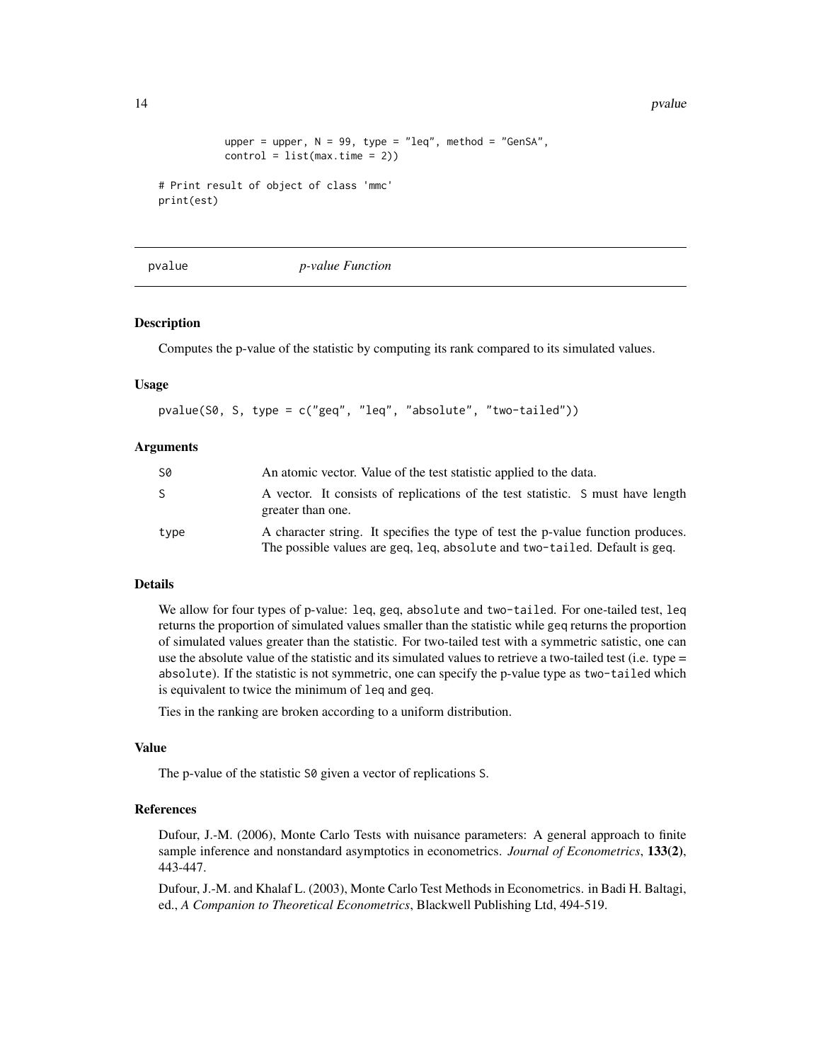```
            upper = upper, N = 99, type = "leq", method = "GenSA",
            control = list(max.time = 2))

# Print result of object of class 'mmc'
print(est)
```

---

## pvalue *p-value Function*

---

### Description

Computes the p-value of the statistic by computing its rank compared to its simulated values.

### Usage

```
pvalue(S0, S, type = c("geq", "leq", "absolute", "two-tailed"))
```

### Arguments

| | |
|---|---|
| S0 | An atomic vector. Value of the test statistic applied to the data. |
| S | A vector. It consists of replications of the test statistic. S must have length greater than one. |
| type | A character string. It specifies the type of test the p-value function produces. The possible values are geq, leq, absolute and two-tailed. Default is geq. |

### Details

We allow for four types of p-value: leq, geq, absolute and two-tailed. For one-tailed test, leq returns the proportion of simulated values smaller than the statistic while geq returns the proportion of simulated values greater than the statistic. For two-tailed test with a symmetric satistic, one can use the absolute value of the statistic and its simulated values to retrieve a two-tailed test (i.e. type = absolute). If the statistic is not symmetric, one can specify the p-value type as two-tailed which is equivalent to twice the minimum of leq and geq.

Ties in the ranking are broken according to a uniform distribution.

### Value

The p-value of the statistic S0 given a vector of replications S.

### References

Dufour, J.-M. (2006), Monte Carlo Tests with nuisance parameters: A general approach to finite sample inference and nonstandard asymptotics in econometrics. *Journal of Econometrics*, **133(2)**, 443-447.

Dufour, J.-M. and Khalaf L. (2003), Monte Carlo Test Methods in Econometrics. in Badi H. Baltagi, ed., *A Companion to Theoretical Econometrics*, Blackwell Publishing Ltd, 494-519.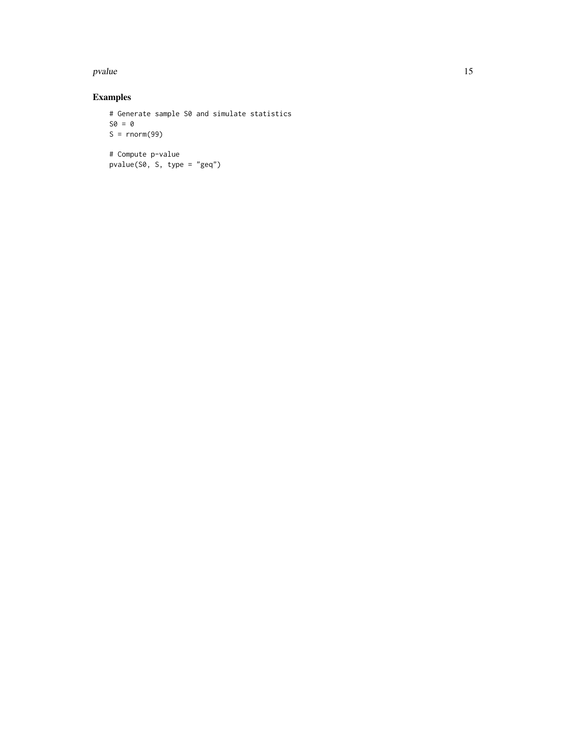## Examples

```
# Generate sample S0 and simulate statistics
S0 = 0
S = rnorm(99)

# Compute p-value
pvalue(S0, S, type = "geq")
```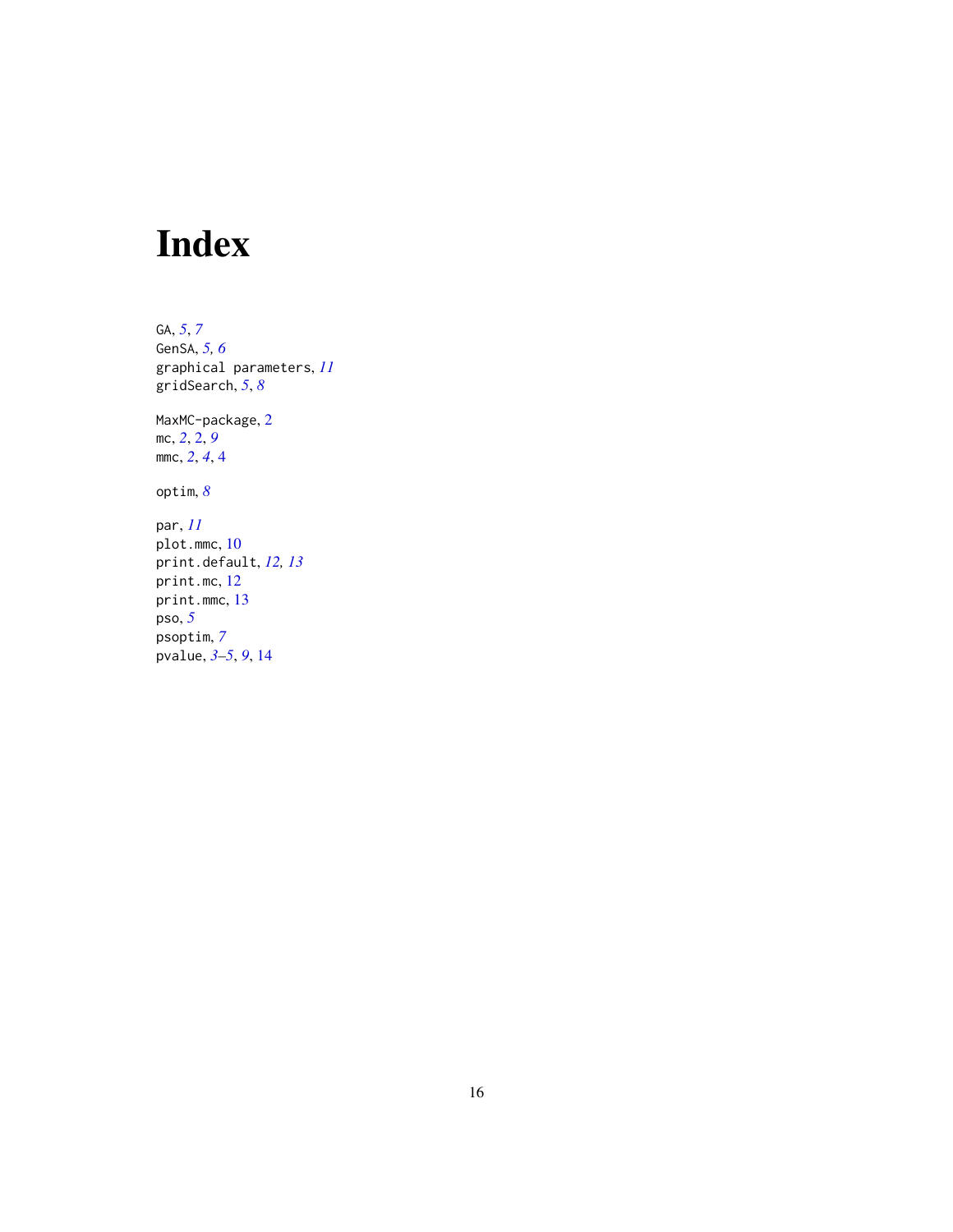# Index

GA, *5*, *7*
GenSA, *5, 6*
graphical parameters, *11*
gridSearch, *5*, *8*

MaxMC-package, 2
mc, *2*, 2, *9*
mmc, *2*, *4*, 4

optim, *8*

par, *11*
plot.mmc, 10
print.default, *12, 13*
print.mc, 12
print.mmc, 13
pso, *5*
psoptim, *7*
pvalue, *3–5*, *9*, 14